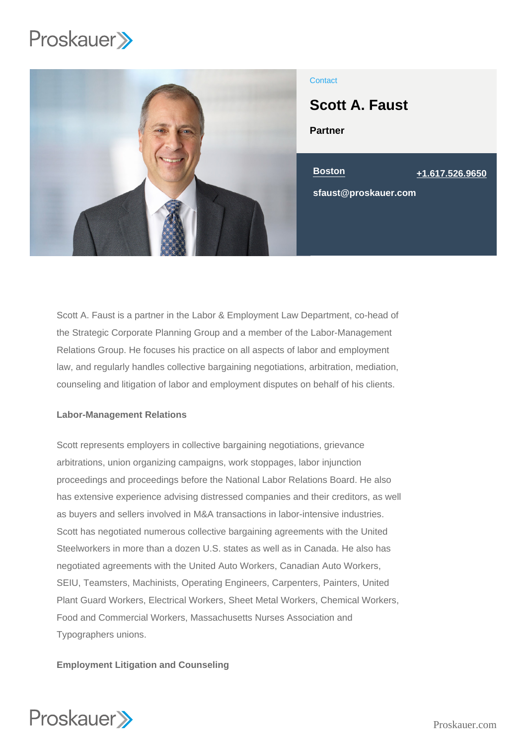Contact

# Scott A. Faust

**Partner**

Boston

+1.617.526.9650

sfaust@proskauer.com

Scott A. Faust is a partner in the Labor & Employment Law Department, co-head of the Strategic Corporate Planning Group and a member of the Labor-Management Relations Group. He focuses his practice on all aspects of labor and employment law, and regularly handles collective bargaining negotiations, arbitration, mediation, counseling and litigation of labor and employment disputes on behalf of his clients.

**Labor-Management Relations**

Scott represents employers in collective bargaining negotiations, grievance arbitrations, union organizing campaigns, work stoppages, labor injunction proceedings and proceedings before the National Labor Relations Board. He also has extensive experience advising distressed companies and their creditors, as well as buyers and sellers involved in M&A transactions in labor-intensive industries. Scott has negotiated numerous collective bargaining agreements with the United Steelworkers in more than a dozen U.S. states as well as in Canada. He also has negotiated agreements with the United Auto Workers, Canadian Auto Workers, SEIU, Teamsters, Machinists, Operating Engineers, Carpenters, Painters, United Plant Guard Workers, Electrical Workers, Sheet Metal Workers, Chemical Workers, Food and Commercial Workers, Massachusetts Nurses Association and Typographers unions.

**Employment Litigation and Counseling**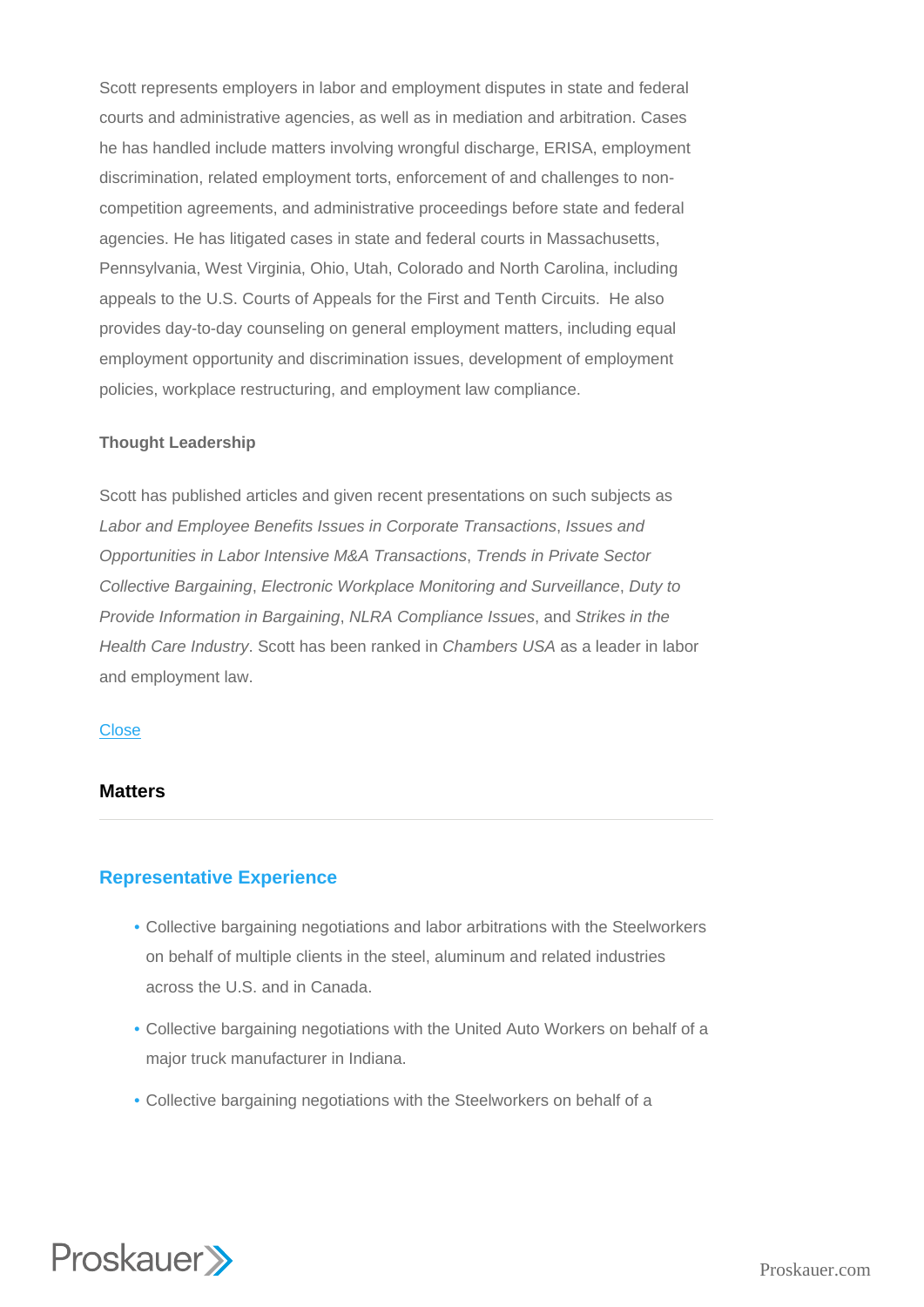Scott represents employers in labor and employment disputes in state and federal courts and administrative agencies, as well as in mediation and arbitration. Cases he has handled include matters involving wrongful discharge, ERISA, employment discrimination, related employment torts, enforcement of and challenges to non-competition agreements, and administrative proceedings before state and federal agencies. He has litigated cases in state and federal courts in Massachusetts, Pennsylvania, West Virginia, Ohio, Utah, Colorado and North Carolina, including appeals to the U.S. Courts of Appeals for the First and Tenth Circuits. He also provides day-to-day counseling on general employment matters, including equal employment opportunity and discrimination issues, development of employment policies, workplace restructuring, and employment law compliance.

**Thought Leadership**

Scott has published articles and given recent presentations on such subjects as *Labor and Employee Benefits Issues in Corporate Transactions*, *Issues and Opportunities in Labor Intensive M&A Transactions*, *Trends in Private Sector Collective Bargaining*, *Electronic Workplace Monitoring and Surveillance*, *Duty to Provide Information in Bargaining*, *NLRA Compliance Issues*, and *Strikes in the Health Care Industry*. Scott has been ranked in *Chambers USA* as a leader in labor and employment law.

Close

## Matters

### Representative Experience

- Collective bargaining negotiations and labor arbitrations with the Steelworkers on behalf of multiple clients in the steel, aluminum and related industries across the U.S. and in Canada.
- Collective bargaining negotiations with the United Auto Workers on behalf of a major truck manufacturer in Indiana.
- Collective bargaining negotiations with the Steelworkers on behalf of a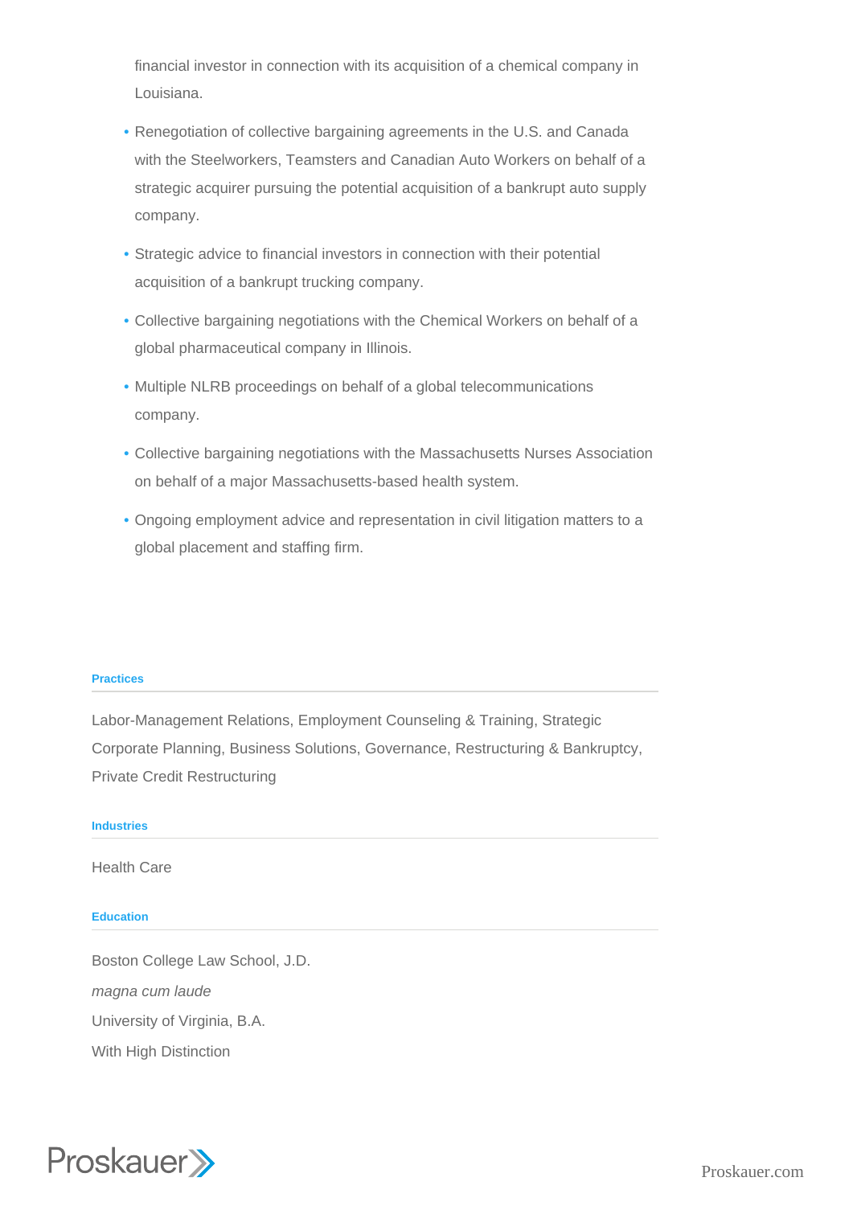financial investor in connection with its acquisition of a chemical company in Louisiana.

- Renegotiation of collective bargaining agreements in the U.S. and Canada with the Steelworkers, Teamsters and Canadian Auto Workers on behalf of a strategic acquirer pursuing the potential acquisition of a bankrupt auto supply company.
- Strategic advice to financial investors in connection with their potential acquisition of a bankrupt trucking company.
- Collective bargaining negotiations with the Chemical Workers on behalf of a global pharmaceutical company in Illinois.
- Multiple NLRB proceedings on behalf of a global telecommunications company.
- Collective bargaining negotiations with the Massachusetts Nurses Association on behalf of a major Massachusetts-based health system.
- Ongoing employment advice and representation in civil litigation matters to a global placement and staffing firm.

#### Practices

Labor-Management Relations, Employment Counseling & Training, Strategic Corporate Planning, Business Solutions, Governance, Restructuring & Bankruptcy, Private Credit Restructuring

#### Industries

Health Care

#### Education

Boston College Law School, J.D.

*magna cum laude*

University of Virginia, B.A.

With High Distinction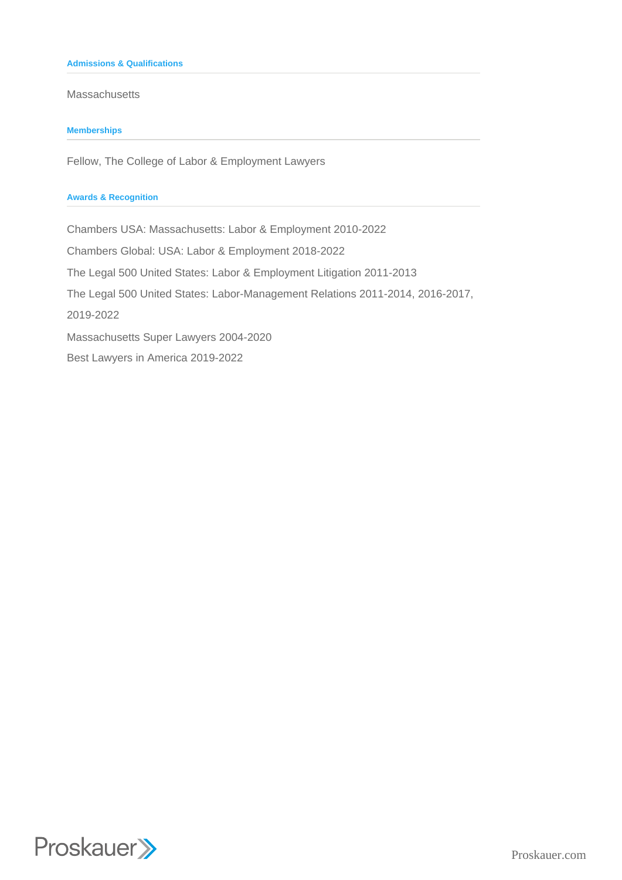### Admissions & Qualifications

Massachusetts

### Memberships

Fellow, The College of Labor & Employment Lawyers

### Awards & Recognition

Chambers USA: Massachusetts: Labor & Employment 2010-2022

Chambers Global: USA: Labor & Employment 2018-2022

The Legal 500 United States: Labor & Employment Litigation 2011-2013

The Legal 500 United States: Labor-Management Relations 2011-2014, 2016-2017, 2019-2022

Massachusetts Super Lawyers 2004-2020

Best Lawyers in America 2019-2022